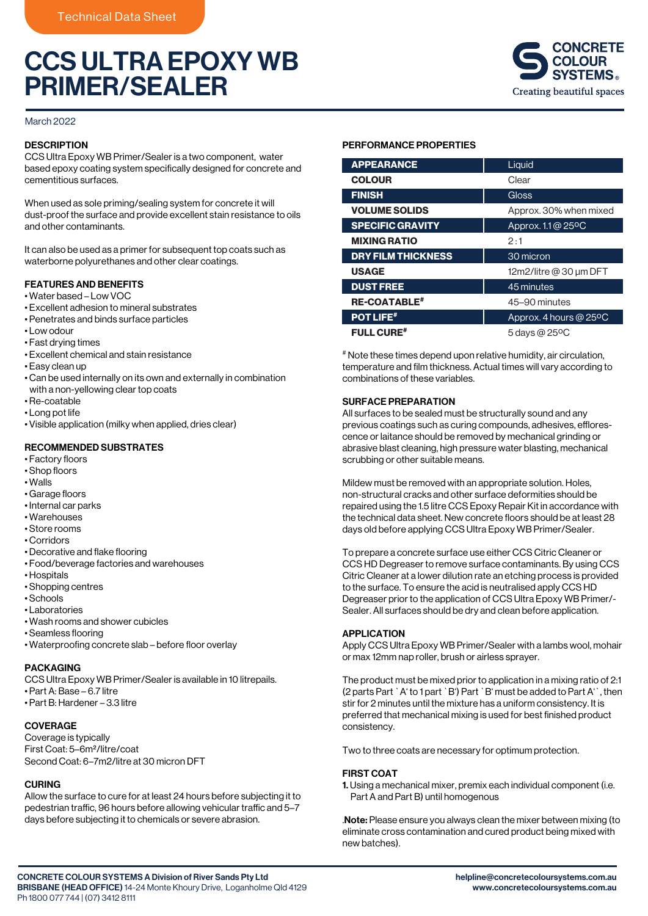Technical Data Sheet

# CCS ULTRA EPOXY WB PRIMER/SEALER

CONCRETE COLOUR SYSTEMS®
Creating beautiful spaces

March 2022

## DESCRIPTION

CCS Ultra Epoxy WB Primer/Sealer is a two component, water based epoxy coating system specifically designed for concrete and cementitious surfaces.

When used as sole priming/sealing system for concrete it will dust-proof the surface and provide excellent stain resistance to oils and other contaminants.

It can also be used as a primer for subsequent top coats such as waterborne polyurethanes and other clear coatings.

## FEATURES AND BENEFITS

- Water based – Low VOC
- Excellent adhesion to mineral substrates
- Penetrates and binds surface particles
- Low odour
- Fast drying times
- Excellent chemical and stain resistance
- Easy clean up
- Can be used internally on its own and externally in combination with a non-yellowing clear top coats
- Re-coatable
- Long pot life
- Visible application (milky when applied, dries clear)

## RECOMMENDED SUBSTRATES

- Factory floors
- Shop floors
- Walls
- Garage floors
- Internal car parks
- Warehouses
- Store rooms
- Corridors
- Decorative and flake flooring
- Food/beverage factories and warehouses
- Hospitals
- Shopping centres
- Schools
- Laboratories
- Wash rooms and shower cubicles
- Seamless flooring
- Waterproofing concrete slab – before floor overlay

## PACKAGING

CCS Ultra Epoxy WB Primer/Sealer is available in 10 litrepails.

- Part A: Base – 6.7 litre
- Part B: Hardener – 3.3 litre

## COVERAGE

Coverage is typically
First Coat: 5–6m²/litre/coat
Second Coat: 6–7m2/litre at 30 micron DFT

## CURING

Allow the surface to cure for at least 24 hours before subjecting it to pedestrian traffic, 96 hours before allowing vehicular traffic and 5–7 days before subjecting it to chemicals or severe abrasion.

## PERFORMANCE PROPERTIES

| Property | Value |
|---|---|
| APPEARANCE | Liquid |
| COLOUR | Clear |
| FINISH | Gloss |
| VOLUME SOLIDS | Approx. 30% when mixed |
| SPECIFIC GRAVITY | Approx. 1.1 @ 25ºC |
| MIXING RATIO | 2 : 1 |
| DRY FILM THICKNESS | 30 micron |
| USAGE | 12m2/litre @ 30 μm DFT |
| DUST FREE | 45 minutes |
| RE-COATABLE# | 45–90 minutes |
| POT LIFE# | Approx. 4 hours @ 25ºC |
| FULL CURE# | 5 days @ 25ºC |

# Note these times depend upon relative humidity, air circulation, temperature and film thickness. Actual times will vary according to combinations of these variables.

## SURFACE PREPARATION

All surfaces to be sealed must be structurally sound and any previous coatings such as curing compounds, adhesives, efflorescence or laitance should be removed by mechanical grinding or abrasive blast cleaning, high pressure water blasting, mechanical scrubbing or other suitable means.

Mildew must be removed with an appropriate solution. Holes, non-structural cracks and other surface deformities should be repaired using the 1.5 litre CCS Epoxy Repair Kit in accordance with the technical data sheet. New concrete floors should be at least 28 days old before applying CCS Ultra Epoxy WB Primer/Sealer.

To prepare a concrete surface use either CCS Citric Cleaner or CCS HD Degreaser to remove surface contaminants. By using CCS Citric Cleaner at a lower dilution rate an etching process is provided to the surface. To ensure the acid is neutralised apply CCS HD Degreaser prior to the application of CCS Ultra Epoxy WB Primer/Sealer. All surfaces should be dry and clean before application.

## APPLICATION

Apply CCS Ultra Epoxy WB Primer/Sealer with a lambs wool, mohair or max 12mm nap roller, brush or airless sprayer.

The product must be mixed prior to application in a mixing ratio of 2:1 (2 parts Part `A' to 1 part `B') Part `B' must be added to Part A'`, then stir for 2 minutes until the mixture has a uniform consistency. It is preferred that mechanical mixing is used for best finished product consistency.

Two to three coats are necessary for optimum protection.

## FIRST COAT

1. Using a mechanical mixer, premix each individual component (i.e. Part A and Part B) until homogenous

.**Note:** Please ensure you always clean the mixer between mixing (to eliminate cross contamination and cured product being mixed with new batches).

**CONCRETE COLOUR SYSTEMS A Division of River Sands Pty Ltd**
**BRISBANE (HEAD OFFICE)** 14-24 Monte Khoury Drive, Loganholme Qld 4129
Ph 1800 077 744 | (07) 3412 8111

**helpline@concretecoloursystems.com.au**
**www.concretecoloursystems.com.au**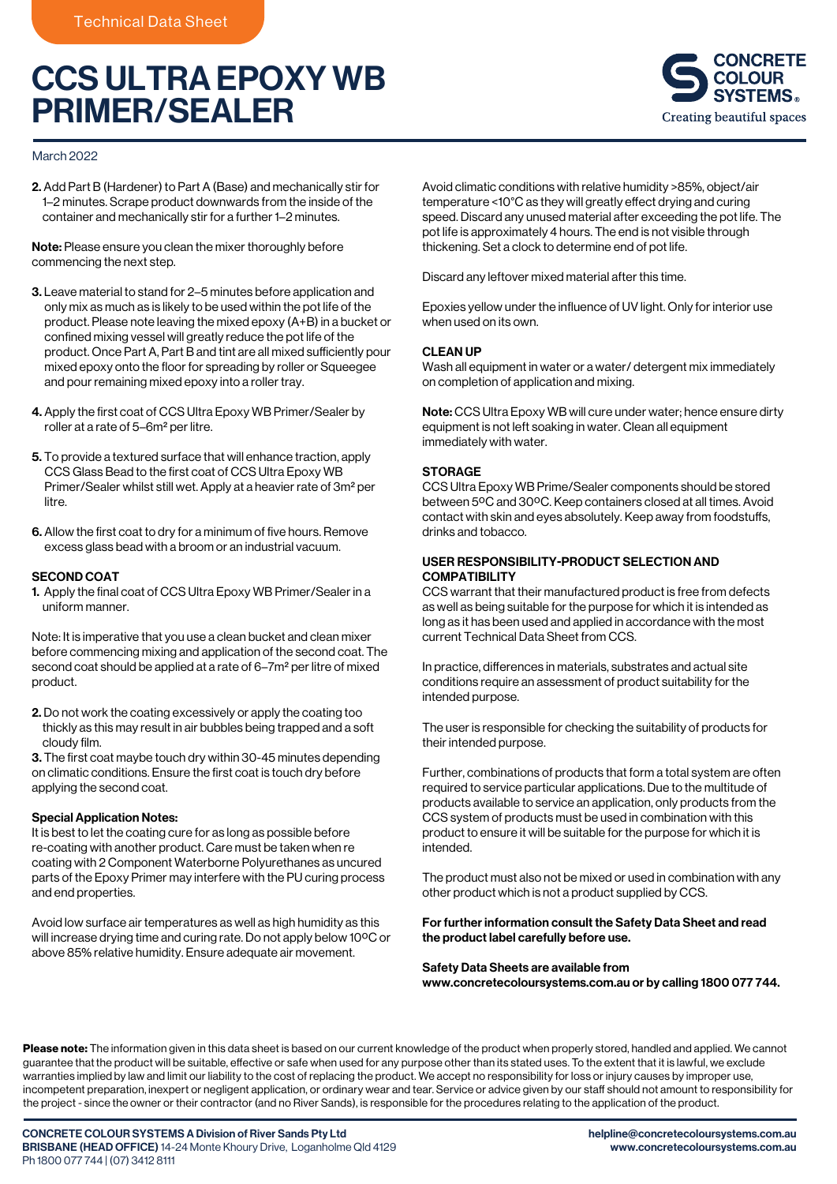# CCS ULTRA EPOXY WB PRIMER/SEALER

March 2022

**2.** Add Part B (Hardener) to Part A (Base) and mechanically stir for 1–2 minutes. Scrape product downwards from the inside of the container and mechanically stir for a further 1–2 minutes.

**Note:** Please ensure you clean the mixer thoroughly before commencing the next step.

**3.** Leave material to stand for 2–5 minutes before application and only mix as much as is likely to be used within the pot life of the product. Please note leaving the mixed epoxy (A+B) in a bucket or confined mixing vessel will greatly reduce the pot life of the product. Once Part A, Part B and tint are all mixed sufficiently pour mixed epoxy onto the floor for spreading by roller or Squeegee and pour remaining mixed epoxy into a roller tray.

**4.** Apply the first coat of CCS Ultra Epoxy WB Primer/Sealer by roller at a rate of 5–6m² per litre.

**5.** To provide a textured surface that will enhance traction, apply CCS Glass Bead to the first coat of CCS Ultra Epoxy WB Primer/Sealer whilst still wet. Apply at a heavier rate of 3m² per litre.

**6.** Allow the first coat to dry for a minimum of five hours. Remove excess glass bead with a broom or an industrial vacuum.

### SECOND COAT

**1.** Apply the final coat of CCS Ultra Epoxy WB Primer/Sealer in a uniform manner.

Note: It is imperative that you use a clean bucket and clean mixer before commencing mixing and application of the second coat. The second coat should be applied at a rate of 6–7m² per litre of mixed product.

**2.** Do not work the coating excessively or apply the coating too thickly as this may result in air bubbles being trapped and a soft cloudy film.

**3.** The first coat maybe touch dry within 30-45 minutes depending on climatic conditions. Ensure the first coat is touch dry before applying the second coat.

**Special Application Notes:**

It is best to let the coating cure for as long as possible before re-coating with another product. Care must be taken when re coating with 2 Component Waterborne Polyurethanes as uncured parts of the Epoxy Primer may interfere with the PU curing process and end properties.

Avoid low surface air temperatures as well as high humidity as this will increase drying time and curing rate. Do not apply below 10ºC or above 85% relative humidity. Ensure adequate air movement.

Avoid climatic conditions with relative humidity >85%, object/air temperature <10°C as they will greatly effect drying and curing speed. Discard any unused material after exceeding the pot life. The pot life is approximately 4 hours. The end is not visible through thickening. Set a clock to determine end of pot life.

Discard any leftover mixed material after this time.

Epoxies yellow under the influence of UV light. Only for interior use when used on its own.

### CLEAN UP

Wash all equipment in water or a water/ detergent mix immediately on completion of application and mixing.

**Note:** CCS Ultra Epoxy WB will cure under water; hence ensure dirty equipment is not left soaking in water. Clean all equipment immediately with water.

### STORAGE

CCS Ultra Epoxy WB Prime/Sealer components should be stored between 5ºC and 30ºC. Keep containers closed at all times. Avoid contact with skin and eyes absolutely. Keep away from foodstuffs, drinks and tobacco.

### USER RESPONSIBILITY-PRODUCT SELECTION AND COMPATIBILITY

CCS warrant that their manufactured product is free from defects as well as being suitable for the purpose for which it is intended as long as it has been used and applied in accordance with the most current Technical Data Sheet from CCS.

In practice, differences in materials, substrates and actual site conditions require an assessment of product suitability for the intended purpose.

The user is responsible for checking the suitability of products for their intended purpose.

Further, combinations of products that form a total system are often required to service particular applications. Due to the multitude of products available to service an application, only products from the CCS system of products must be used in combination with this product to ensure it will be suitable for the purpose for which it is intended.

The product must also not be mixed or used in combination with any other product which is not a product supplied by CCS.

**For further information consult the Safety Data Sheet and read the product label carefully before use.**

**Safety Data Sheets are available from www.concretecoloursystems.com.au or by calling 1800 077 744.**

**Please note:** The information given in this data sheet is based on our current knowledge of the product when properly stored, handled and applied. We cannot guarantee that the product will be suitable, effective or safe when used for any purpose other than its stated uses. To the extent that it is lawful, we exclude warranties implied by law and limit our liability to the cost of replacing the product. We accept no responsibility for loss or injury causes by improper use, incompetent preparation, inexpert or negligent application, or ordinary wear and tear. Service or advice given by our staff should not amount to responsibility for the project - since the owner or their contractor (and no River Sands), is responsible for the procedures relating to the application of the product.

**CONCRETE COLOUR SYSTEMS A Division of River Sands Pty Ltd**
**BRISBANE (HEAD OFFICE)** 14-24 Monte Khoury Drive, Loganholme Qld 4129
Ph 1800 077 744 | (07) 3412 8111

**helpline@concretecoloursystems.com.au**
**www.concretecoloursystems.com.au**